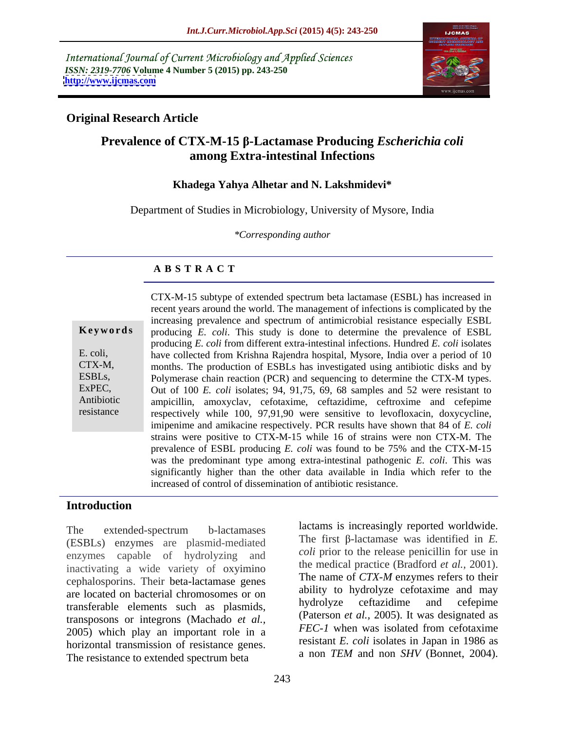International Journal of Current Microbiology and Applied Sciences
*ISSN: 2319-7706* **Volume 4 Number 5 (2015) pp. 243-250**
**http://www.ijcmas.com**

**Original Research Article**

# Prevalence of CTX-M-15 β-Lactamase Producing *Escherichia coli* among Extra-intestinal Infections

**Khadega Yahya Alhetar and N. Lakshmidevi***

Department of Studies in Microbiology, University of Mysore, India

*\*Corresponding author*

## A B S T R A C T

**Keywords**

E. coli, CTX-M, ESBLs, ExPEC, Antibiotic resistance

CTX-M-15 subtype of extended spectrum beta lactamase (ESBL) has increased in recent years around the world. The management of infections is complicated by the increasing prevalence and spectrum of antimicrobial resistance especially ESBL producing *E. coli*. This study is done to determine the prevalence of ESBL producing *E. coli* from different extra-intestinal infections. Hundred *E. coli* isolates have collected from Krishna Rajendra hospital, Mysore, India over a period of 10 months. The production of ESBLs has investigated using antibiotic disks and by Polymerase chain reaction (PCR) and sequencing to determine the CTX-M types. Out of 100 *E. coli* isolates; 94, 91,75, 69, 68 samples and 52 were resistant to ampicillin, amoxyclav, cefotaxime, ceftazidime, ceftroxime and cefepime respectively while 100, 97,91,90 were sensitive to levofloxacin, doxycycline, imipenime and amikacine respectively. PCR results have shown that 84 of *E. coli* strains were positive to CTX-M-15 while 16 of strains were non CTX-M. The prevalence of ESBL producing *E. coli* was found to be 75% and the CTX-M-15 was the predominant type among extra-intestinal pathogenic *E. coli*. This was significantly higher than the other data available in India which refer to the increased of control of dissemination of antibiotic resistance.

## Introduction

The extended-spectrum b-lactamases (ESBLs) enzymes are plasmid-mediated enzymes capable of hydrolyzing and inactivating a wide variety of oxyimino cephalosporins. Their beta-lactamase genes are located on bacterial chromosomes or on transferable elements such as plasmids, transposons or integrons (Machado *et al.,* 2005) which play an important role in a horizontal transmission of resistance genes. The resistance to extended spectrum beta lactams is increasingly reported worldwide. The first β-lactamase was identified in *E. coli* prior to the release penicillin for use in the medical practice (Bradford *et al.,* 2001). The name of *CTX-M* enzymes refers to their ability to hydrolyze cefotaxime and may hydrolyze ceftazidime and cefepime (Paterson *et al.,* 2005). It was designated as *FEC-1* when was isolated from cefotaxime resistant *E. coli* isolates in Japan in 1986 as a non *TEM* and non *SHV* (Bonnet, 2004).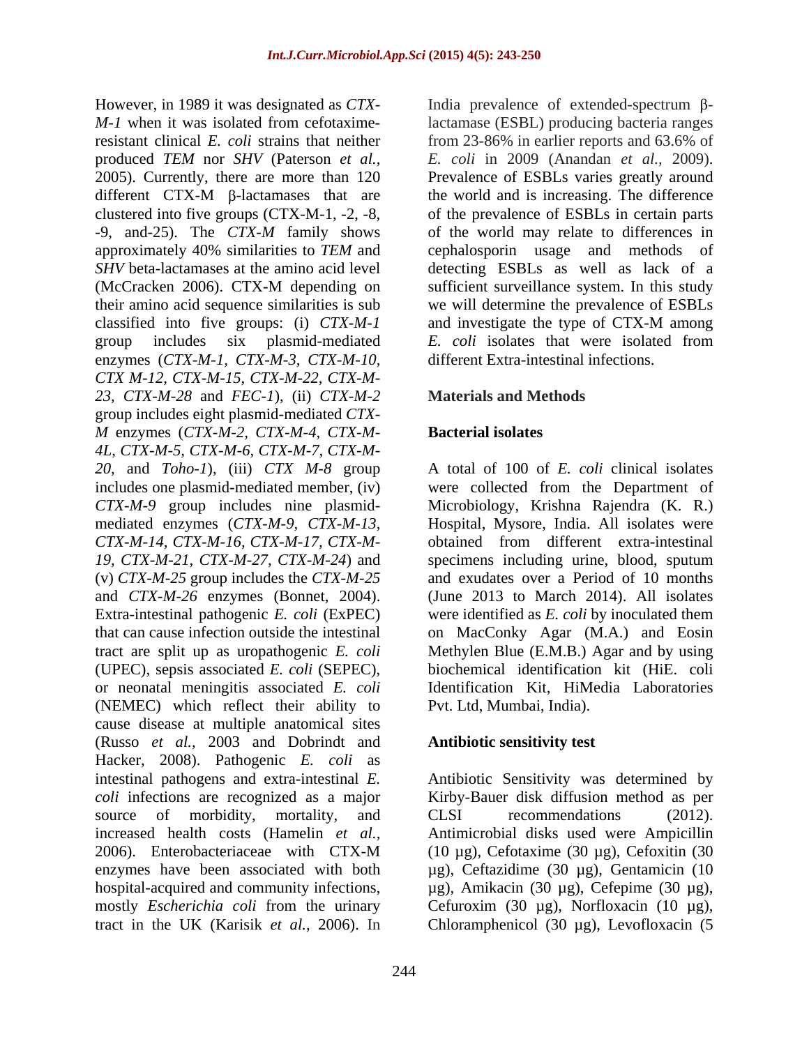However, in 1989 it was designated as *CTX-M-1* when it was isolated from cefotaxime-resistant clinical *E. coli* strains that neither produced *TEM* nor *SHV* (Paterson *et al.,* 2005). Currently, there are more than 120 different CTX-M β-lactamases that are clustered into five groups (CTX-M-1, -2, -8, -9, and-25). The *CTX-M* family shows approximately 40% similarities to *TEM* and *SHV* beta-lactamases at the amino acid level (McCracken 2006). CTX-M depending on their amino acid sequence similarities is sub classified into five groups: (i) *CTX-M-1* group includes six plasmid-mediated enzymes (*CTX-M-1, CTX-M-3, CTX-M-10, CTX M-12, CTX-M-15, CTX-M-22, CTX-M-23, CTX-M-28* and *FEC-1*), (ii) *CTX-M-2* group includes eight plasmid-mediated *CTX-M* enzymes (*CTX-M-2, CTX-M-4, CTX-M-4L, CTX-M-5, CTX-M-6, CTX-M-7, CTX-M-20,* and *Toho-1*), (iii) *CTX M-8* group includes one plasmid-mediated member, (iv) *CTX-M-9* group includes nine plasmid-mediated enzymes (*CTX-M-9, CTX-M-13, CTX-M-14, CTX-M-16, CTX-M-17, CTX-M-19, CTX-M-21, CTX-M-27, CTX-M-24*) and (v) *CTX-M-25* group includes the *CTX-M-25* and *CTX-M-26* enzymes (Bonnet, 2004). Extra-intestinal pathogenic *E. coli* (ExPEC) that can cause infection outside the intestinal tract are split up as uropathogenic *E. coli* (UPEC), sepsis associated *E. coli* (SEPEC), or neonatal meningitis associated *E. coli* (NEMEC) which reflect their ability to cause disease at multiple anatomical sites (Russo *et al.,* 2003 and Dobrindt and Hacker, 2008). Pathogenic *E. coli* as intestinal pathogens and extra-intestinal *E. coli* infections are recognized as a major source of morbidity, mortality, and increased health costs (Hamelin *et al.,* 2006). Enterobacteriaceae with CTX-M enzymes have been associated with both hospital-acquired and community infections, mostly *Escherichia coli* from the urinary tract in the UK (Karisik *et al.,* 2006). In India prevalence of extended-spectrum β-lactamase (ESBL) producing bacteria ranges from 23-86% in earlier reports and 63.6% of *E. coli* in 2009 (Anandan *et al.,* 2009). Prevalence of ESBLs varies greatly around the world and is increasing. The difference of the prevalence of ESBLs in certain parts of the world may relate to differences in cephalosporin usage and methods of detecting ESBLs as well as lack of a sufficient surveillance system. In this study we will determine the prevalence of ESBLs and investigate the type of CTX-M among *E. coli* isolates that were isolated from different Extra-intestinal infections.

## Materials and Methods

### Bacterial isolates

A total of 100 of *E. coli* clinical isolates were collected from the Department of Microbiology, Krishna Rajendra (K. R.) Hospital, Mysore, India. All isolates were obtained from different extra-intestinal specimens including urine, blood, sputum and exudates over a Period of 10 months (June 2013 to March 2014). All isolates were identified as *E. coli* by inoculated them on MacConky Agar (M.A.) and Eosin Methylen Blue (E.M.B.) Agar and by using biochemical identification kit (HiE. coli Identification Kit, HiMedia Laboratories Pvt. Ltd, Mumbai, India).

### Antibiotic sensitivity test

Antibiotic Sensitivity was determined by Kirby-Bauer disk diffusion method as per CLSI recommendations (2012). Antimicrobial disks used were Ampicillin (10 µg), Cefotaxime (30 µg), Cefoxitin (30 µg), Ceftazidime (30 µg), Gentamicin (10 µg), Amikacin (30 µg), Cefepime (30 µg), Cefuroxim (30 µg), Norfloxacin (10 µg), Chloramphenicol (30 µg), Levofloxacin (5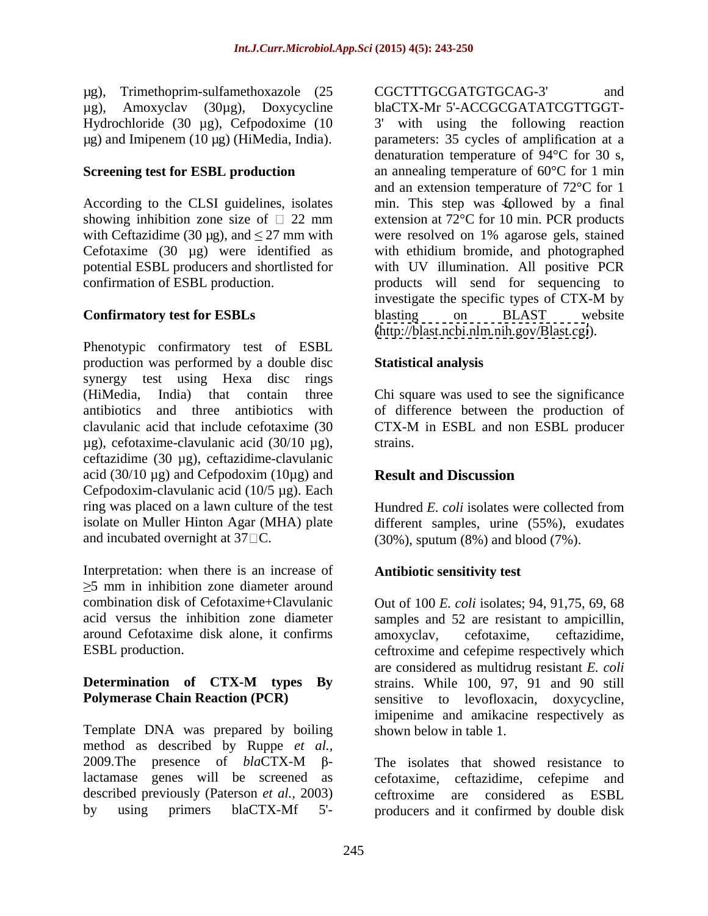µg), Trimethoprim-sulfamethoxazole (25 µg), Amoxyclav (30µg), Doxycycline Hydrochloride (30 µg), Cefpodoxime (10 µg) and Imipenem (10 µg) (HiMedia, India).

**Screening test for ESBL production**

According to the CLSI guidelines, isolates showing inhibition zone size of □ 22 mm with Ceftazidime (30 µg), and ≤ 27 mm with Cefotaxime (30 µg) were identified as potential ESBL producers and shortlisted for confirmation of ESBL production.

**Confirmatory test for ESBLs**

Phenotypic confirmatory test of ESBL production was performed by a double disc synergy test using Hexa disc rings (HiMedia, India) that contain three antibiotics and three antibiotics with clavulanic acid that include cefotaxime (30 µg), cefotaxime-clavulanic acid (30/10 µg), ceftazidime (30 µg), ceftazidime-clavulanic acid (30/10 µg) and Cefpodoxim (10µg) and Cefpodoxim-clavulanic acid (10/5 µg). Each ring was placed on a lawn culture of the test isolate on Muller Hinton Agar (MHA) plate and incubated overnight at 37□C.

Interpretation: when there is an increase of ≥5 mm in inhibition zone diameter around combination disk of Cefotaxime+Clavulanic acid versus the inhibition zone diameter around Cefotaxime disk alone, it confirms ESBL production.

**Determination of CTX-M types By Polymerase Chain Reaction (PCR)**

Template DNA was prepared by boiling method as described by Ruppe *et al.*, 2009.The presence of *bla*CTX-M β-lactamase genes will be screened as described previously (Paterson *et al.,* 2003) by using primers blaCTX-Mf 5'-CGCTTTGCGATGTGCAG-3' and blaCTX-Mr 5'-ACCGCGATATCGTTGGT-3' with using the following reaction parameters: 35 cycles of amplification at a denaturation temperature of 94°C for 30 s, an annealing temperature of 60°C for 1 min and an extension temperature of 72°C for 1 min. This step was followed by a final extension at 72°C for 10 min. PCR products were resolved on 1% agarose gels, stained with ethidium bromide, and photographed with UV illumination. All positive PCR products will send for sequencing to investigate the specific types of CTX-M by blasting on BLAST website (http://blast.ncbi.nlm.nih.gov/Blast.cgi).

**Statistical analysis**

Chi square was used to see the significance of difference between the production of CTX-M in ESBL and non ESBL producer strains.

## Result and Discussion

Hundred *E. coli* isolates were collected from different samples, urine (55%), exudates (30%), sputum (8%) and blood (7%).

**Antibiotic sensitivity test**

Out of 100 *E. coli* isolates; 94, 91,75, 69, 68 samples and 52 are resistant to ampicillin, amoxyclav, cefotaxime, ceftazidime, ceftroxime and cefepime respectively which are considered as multidrug resistant *E. coli* strains. While 100, 97, 91 and 90 still sensitive to levofloxacin, doxycycline, imipenime and amikacine respectively as shown below in table 1.

The isolates that showed resistance to cefotaxime, ceftazidime, cefepime and ceftroxime are considered as ESBL producers and it confirmed by double disk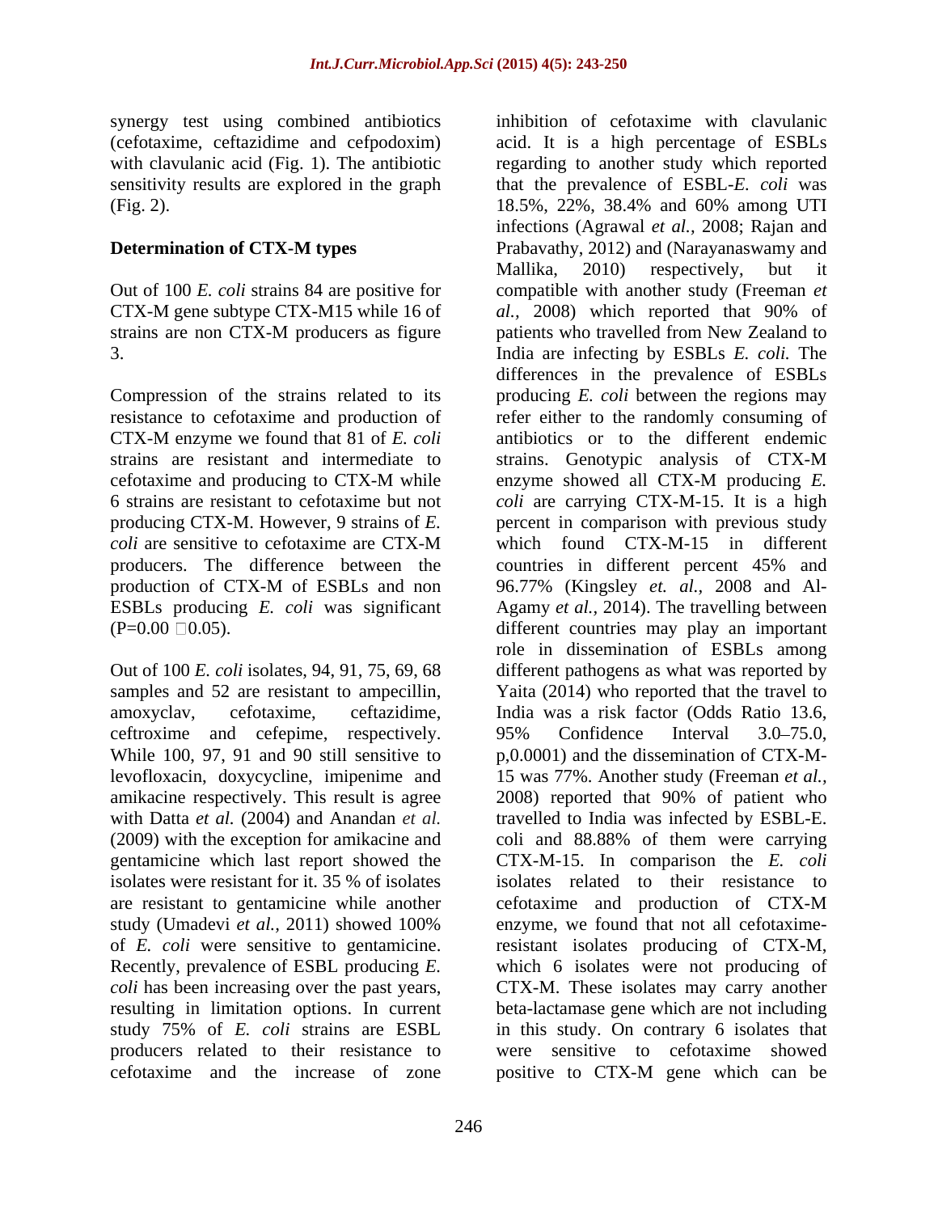synergy test using combined antibiotics (cefotaxime, ceftazidime and cefpodoxim) with clavulanic acid (Fig. 1). The antibiotic sensitivity results are explored in the graph (Fig. 2).

**Determination of CTX-M types**

Out of 100 *E. coli* strains 84 are positive for CTX-M gene subtype CTX-M15 while 16 of strains are non CTX-M producers as figure 3.

Compression of the strains related to its resistance to cefotaxime and production of CTX-M enzyme we found that 81 of *E. coli* strains are resistant and intermediate to cefotaxime and producing to CTX-M while 6 strains are resistant to cefotaxime but not producing CTX-M. However, 9 strains of *E. coli* are sensitive to cefotaxime are CTX-M producers. The difference between the production of CTX-M of ESBLs and non ESBLs producing *E. coli* was significant (P=0.00 □0.05).

Out of 100 *E. coli* isolates, 94, 91, 75, 69, 68 samples and 52 are resistant to ampecillin, amoxyclav, cefotaxime, ceftazidime, ceftroxime and cefepime, respectively. While 100, 97, 91 and 90 still sensitive to levofloxacin, doxycycline, imipenime and amikacine respectively. This result is agree with Datta *et al.* (2004) and Anandan *et al.* (2009) with the exception for amikacine and gentamicine which last report showed the isolates were resistant for it. 35 % of isolates are resistant to gentamicine while another study (Umadevi *et al.*, 2011) showed 100% of *E. coli* were sensitive to gentamicine. Recently, prevalence of ESBL producing *E. coli* has been increasing over the past years, resulting in limitation options. In current study 75% of *E. coli* strains are ESBL producers related to their resistance to cefotaxime and the increase of zone inhibition of cefotaxime with clavulanic acid. It is a high percentage of ESBLs regarding to another study which reported that the prevalence of ESBL-*E. coli* was 18.5%, 22%, 38.4% and 60% among UTI infections (Agrawal *et al.*, 2008; Rajan and Prabavathy, 2012) and (Narayanaswamy and Mallika, 2010) respectively, but it compatible with another study (Freeman *et al.*, 2008) which reported that 90% of patients who travelled from New Zealand to India are infecting by ESBLs *E. coli.* The differences in the prevalence of ESBLs producing *E. coli* between the regions may refer either to the randomly consuming of antibiotics or to the different endemic strains. Genotypic analysis of CTX-M enzyme showed all CTX-M producing *E. coli* are carrying CTX-M-15. It is a high percent in comparison with previous study which found CTX-M-15 in different countries in different percent 45% and 96.77% (Kingsley *et. al.*, 2008 and Al-Agamy *et al.*, 2014). The travelling between different countries may play an important role in dissemination of ESBLs among different pathogens as what was reported by Yaita (2014) who reported that the travel to India was a risk factor (Odds Ratio 13.6, 95% Confidence Interval 3.0–75.0, p,0.0001) and the dissemination of CTX-M-15 was 77%. Another study (Freeman *et al.*, 2008) reported that 90% of patient who travelled to India was infected by ESBL-E. coli and 88.88% of them were carrying CTX-M-15. In comparison the *E. coli* isolates related to their resistance to cefotaxime and production of CTX-M enzyme, we found that not all cefotaxime-resistant isolates producing of CTX-M, which 6 isolates were not producing of CTX-M. These isolates may carry another beta-lactamase gene which are not including in this study. On contrary 6 isolates that were sensitive to cefotaxime showed positive to CTX-M gene which can be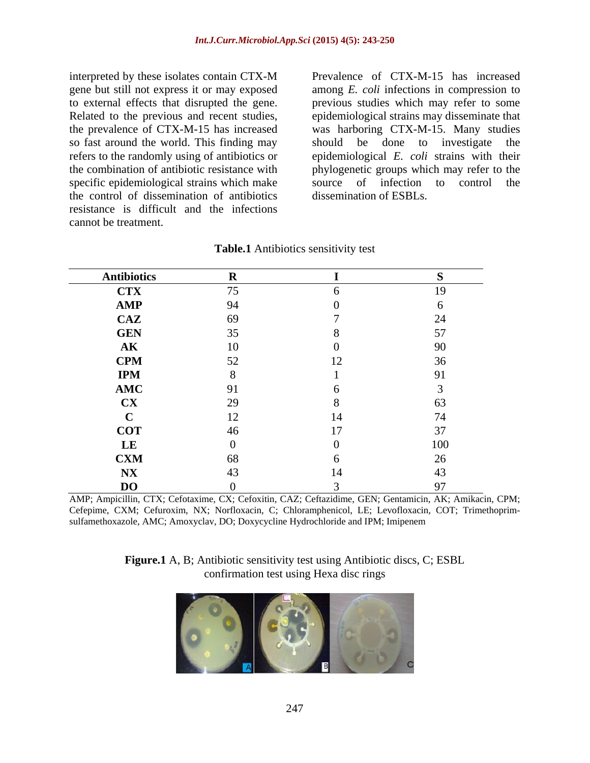interpreted by these isolates contain CTX-M gene but still not express it or may exposed to external effects that disrupted the gene. Related to the previous and recent studies, the prevalence of CTX-M-15 has increased so fast around the world. This finding may refers to the randomly using of antibiotics or the combination of antibiotic resistance with specific epidemiological strains which make the control of dissemination of antibiotics resistance is difficult and the infections cannot be treatment.

Prevalence of CTX-M-15 has increased among *E. coli* infections in compression to previous studies which may refer to some epidemiological strains may disseminate that was harboring CTX-M-15. Many studies should be done to investigate the epidemiological *E. coli* strains with their phylogenetic groups which may refer to the source of infection to control the dissemination of ESBLs.

**Table.1** Antibiotics sensitivity test

| Antibiotics | R | I | S |
|---|---|---|---|
| **CTX** | 75 | 6 | 19 |
| **AMP** | 94 | 0 | 6 |
| **CAZ** | 69 | 7 | 24 |
| **GEN** | 35 | 8 | 57 |
| **AK** | 10 | 0 | 90 |
| **CPM** | 52 | 12 | 36 |
| **IPM** | 8 | 1 | 91 |
| **AMC** | 91 | 6 | 3 |
| **CX** | 29 | 8 | 63 |
| **C** | 12 | 14 | 74 |
| **COT** | 46 | 17 | 37 |
| **LE** | 0 | 0 | 100 |
| **CXM** | 68 | 6 | 26 |
| **NX** | 43 | 14 | 43 |
| **DO** | 0 | 3 | 97 |

AMP; Ampicillin, CTX; Cefotaxime, CX; Cefoxitin, CAZ; Ceftazidime, GEN; Gentamicin, AK; Amikacin, CPM; Cefepime, CXM; Cefuroxim, NX; Norfloxacin, C; Chloramphenicol, LE; Levofloxacin, COT; Trimethoprim-sulfamethoxazole, AMC; Amoxyclav, DO; Doxycycline Hydrochloride and IPM; Imipenem

**Figure.1** A, B; Antibiotic sensitivity test using Antibiotic discs, C; ESBL confirmation test using Hexa disc rings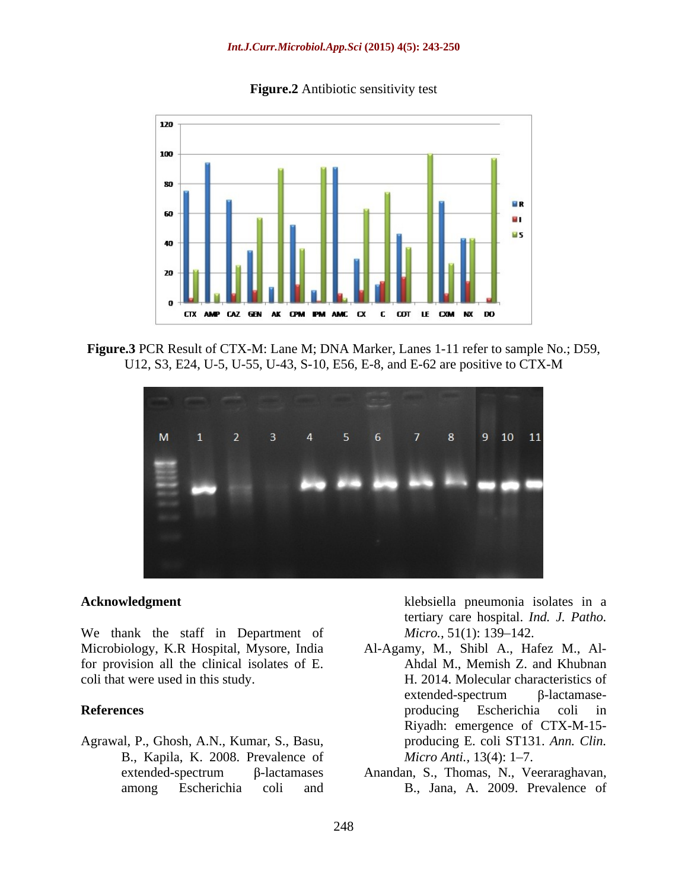**Figure.2** Antibiotic sensitivity test

**Figure.3** PCR Result of CTX-M: Lane M; DNA Marker, Lanes 1-11 refer to sample No.; D59, U12, S3, E24, U-5, U-55, U-43, S-10, E56, E-8, and E-62 are positive to CTX-M

## Acknowledgment

We thank the staff in Department of Microbiology, K.R Hospital, Mysore, India for provision all the clinical isolates of E. coli that were used in this study.

## References

Agrawal, P., Ghosh, A.N., Kumar, S., Basu, B., Kapila, K. 2008. Prevalence of extended-spectrum β-lactamases among Escherichia coli and klebsiella pneumonia isolates in a tertiary care hospital. *Ind. J. Patho. Micro.,* 51(1): 139–142.

Al-Agamy, M., Shibl A., Hafez M., Al-Ahdal M., Memish Z. and Khubnan H. 2014. Molecular characteristics of extended-spectrum β-lactamase-producing Escherichia coli in Riyadh: emergence of CTX-M-15-producing E. coli ST131. *Ann. Clin. Micro Anti.,* 13(4): 1–7.

Anandan, S., Thomas, N., Veeraraghavan, B., Jana, A. 2009. Prevalence of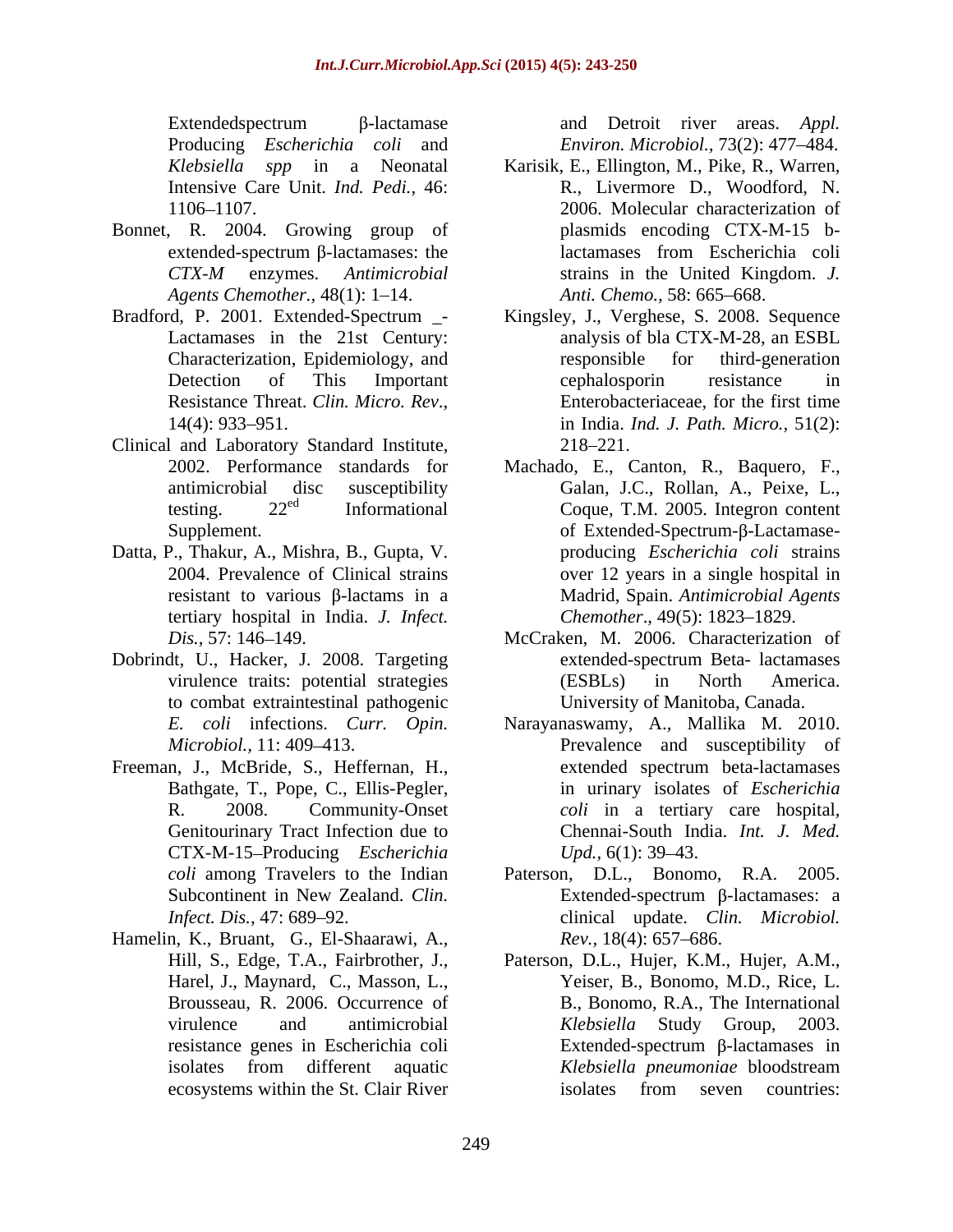Extendedspectrum β-lactamase Producing *Escherichia coli* and *Klebsiella spp* in a Neonatal Intensive Care Unit. *Ind. Pedi.,* 46: 1106–1107.

Bonnet, R. 2004. Growing group of extended-spectrum β-lactamases: the *CTX-M* enzymes. *Antimicrobial Agents Chemother.,* 48(1): 1–14.

Bradford, P. 2001. Extended-Spectrum _-Lactamases in the 21st Century: Characterization, Epidemiology, and Detection of This Important Resistance Threat. *Clin. Micro. Rev.*, 14(4): 933–951.

Clinical and Laboratory Standard Institute, 2002. Performance standards for antimicrobial disc susceptibility testing. 22[ed] Informational Supplement.

Datta, P., Thakur, A., Mishra, B., Gupta, V. 2004. Prevalence of Clinical strains resistant to various β-lactams in a tertiary hospital in India. *J. Infect. Dis.*, 57: 146–149.

Dobrindt, U., Hacker, J. 2008. Targeting virulence traits: potential strategies to combat extraintestinal pathogenic *E. coli* infections. *Curr. Opin. Microbiol.,* 11: 409–413.

Freeman, J., McBride, S., Heffernan, H., Bathgate, T., Pope, C., Ellis-Pegler, R. 2008. Community-Onset Genitourinary Tract Infection due to CTX-M-15–Producing *Escherichia coli* among Travelers to the Indian Subcontinent in New Zealand. *Clin. Infect. Dis.,* 47: 689–92.

Hamelin, K., Bruant, G., El-Shaarawi, A., Hill, S., Edge, T.A., Fairbrother, J., Harel, J., Maynard, C., Masson, L., Brousseau, R. 2006. Occurrence of virulence and antimicrobial resistance genes in Escherichia coli isolates from different aquatic ecosystems within the St. Clair River and Detroit river areas. *Appl. Environ. Microbiol.,* 73(2): 477–484.

Karisik, E., Ellington, M., Pike, R., Warren, R., Livermore D., Woodford, N. 2006. Molecular characterization of plasmids encoding CTX-M-15 b-lactamases from Escherichia coli strains in the United Kingdom. *J. Anti. Chemo.,* 58: 665–668.

Kingsley, J., Verghese, S. 2008. Sequence analysis of bla CTX-M-28, an ESBL responsible for third-generation cephalosporin resistance in Enterobacteriaceae, for the first time in India. *Ind. J. Path. Micro.,* 51(2): 218–221.

Machado, E., Canton, R., Baquero, F., Galan, J.C., Rollan, A., Peixe, L., Coque, T.M. 2005. Integron content of Extended-Spectrum-β-Lactamase-producing *Escherichia coli* strains over 12 years in a single hospital in Madrid, Spain. *Antimicrobial Agents Chemother*., 49(5): 1823–1829.

McCraken, M. 2006. Characterization of extended-spectrum Beta- lactamases (ESBLs) in North America. University of Manitoba, Canada.

Narayanaswamy, A., Mallika M. 2010. Prevalence and susceptibility of extended spectrum beta-lactamases in urinary isolates of *Escherichia coli* in a tertiary care hospital, Chennai-South India. *Int. J. Med. Upd.,* 6(1): 39–43.

Paterson, D.L., Bonomo, R.A. 2005. Extended-spectrum β-lactamases: a clinical update. *Clin. Microbiol. Rev.,* 18(4): 657–686.

Paterson, D.L., Hujer, K.M., Hujer, A.M., Yeiser, B., Bonomo, M.D., Rice, L. B., Bonomo, R.A., The International *Klebsiella* Study Group, 2003. Extended-spectrum β-lactamases in *Klebsiella pneumoniae* bloodstream isolates from seven countries: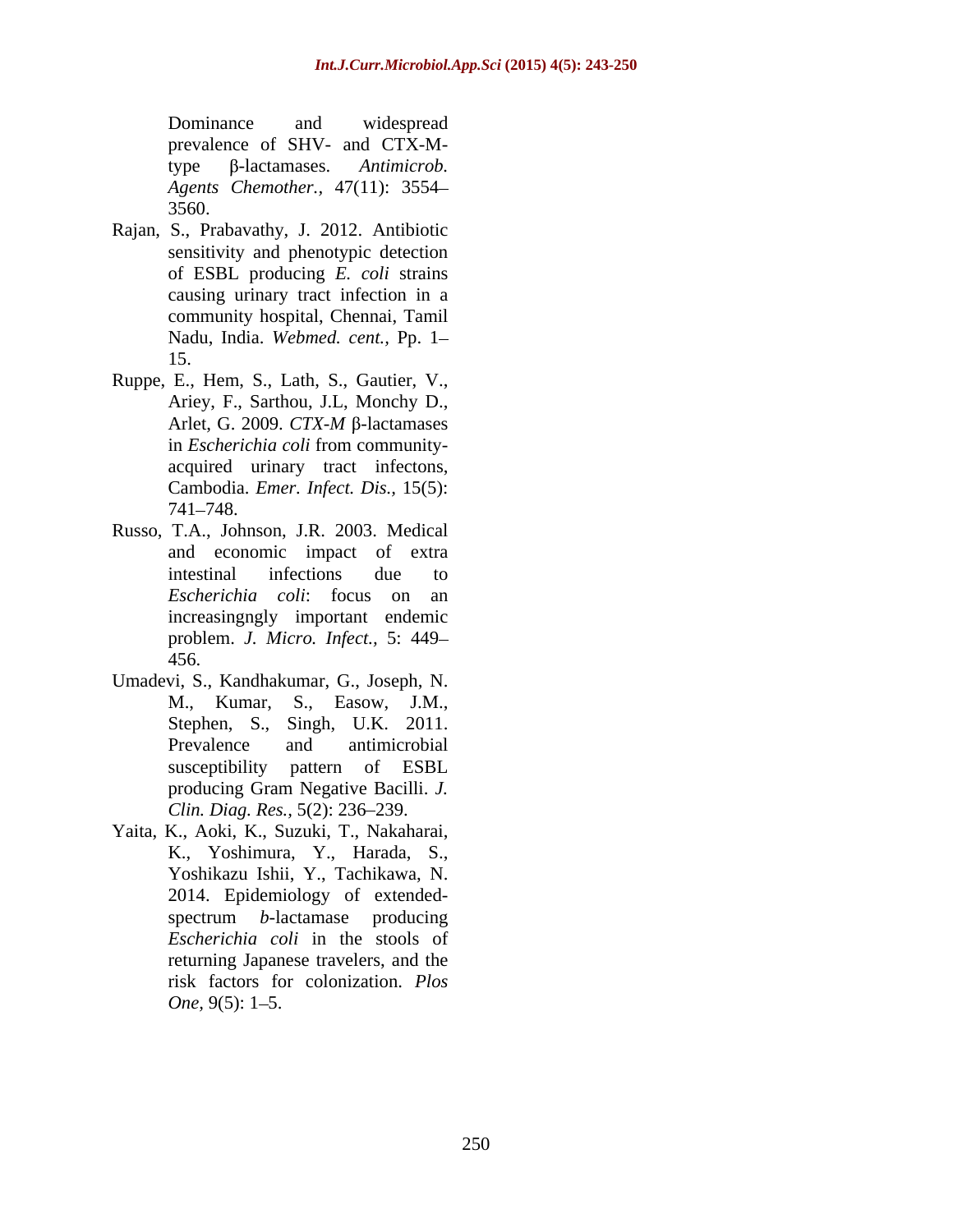Dominance and widespread prevalence of SHV- and CTX-M-type β-lactamases. *Antimicrob. Agents Chemother.,* 47(11): 3554–3560.

Rajan, S., Prabavathy, J. 2012. Antibiotic sensitivity and phenotypic detection of ESBL producing *E. coli* strains causing urinary tract infection in a community hospital, Chennai, Tamil Nadu, India. *Webmed. cent.,* Pp. 1–15.

Ruppe, E., Hem, S., Lath, S., Gautier, V., Ariey, F., Sarthou, J.L, Monchy D., Arlet, G. 2009. *CTX-M* β-lactamases in *Escherichia coli* from community-acquired urinary tract infectons, Cambodia. *Emer. Infect. Dis.,* 15(5): 741–748.

Russo, T.A., Johnson, J.R. 2003. Medical and economic impact of extra intestinal infections due to *Escherichia coli*: focus on an increasingngly important endemic problem. *J. Micro. Infect.,* 5: 449–456.

Umadevi, S., Kandhakumar, G., Joseph, N. M., Kumar, S., Easow, J.M., Stephen, S., Singh, U.K. 2011. Prevalence and antimicrobial susceptibility pattern of ESBL producing Gram Negative Bacilli. *J. Clin. Diag. Res.,* 5(2): 236–239.

Yaita, K., Aoki, K., Suzuki, T., Nakaharai, K., Yoshimura, Y., Harada, S., Yoshikazu Ishii, Y., Tachikawa, N. 2014. Epidemiology of extended-spectrum *b*-lactamase producing *Escherichia coli* in the stools of returning Japanese travelers, and the risk factors for colonization. *Plos One,* 9(5): 1–5.